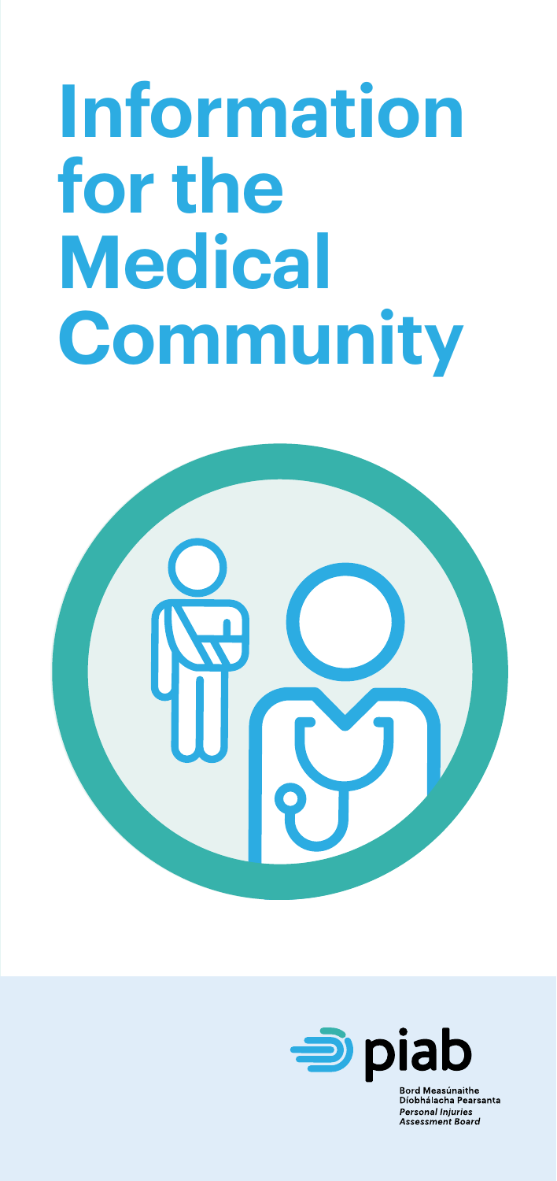# Information for the Medical Community

piab

Bord Measúnaithe Díobhálacha Pearsanta

*Personal Injuries Assessment Board*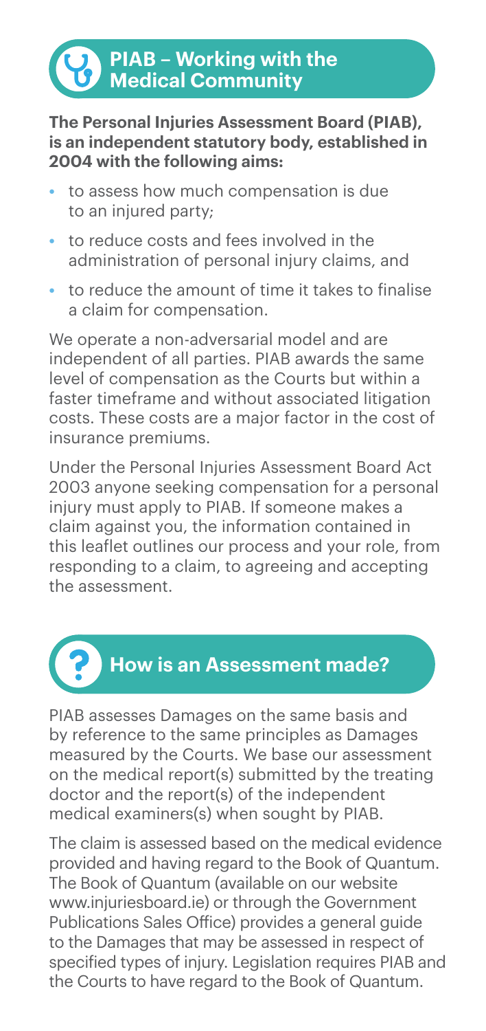## PIAB – Working with the Medical Community

**The Personal Injuries Assessment Board (PIAB), is an independent statutory body, established in 2004 with the following aims:**

- to assess how much compensation is due to an injured party;
- to reduce costs and fees involved in the administration of personal injury claims, and
- to reduce the amount of time it takes to finalise a claim for compensation.

We operate a non-adversarial model and are independent of all parties. PIAB awards the same level of compensation as the Courts but within a faster timeframe and without associated litigation costs. These costs are a major factor in the cost of insurance premiums.

Under the Personal Injuries Assessment Board Act 2003 anyone seeking compensation for a personal injury must apply to PIAB. If someone makes a claim against you, the information contained in this leaflet outlines our process and your role, from responding to a claim, to agreeing and accepting the assessment.

## How is an Assessment made?

PIAB assesses Damages on the same basis and by reference to the same principles as Damages measured by the Courts. We base our assessment on the medical report(s) submitted by the treating doctor and the report(s) of the independent medical examiners(s) when sought by PIAB.

The claim is assessed based on the medical evidence provided and having regard to the Book of Quantum. The Book of Quantum (available on our website www.injuriesboard.ie) or through the Government Publications Sales Office) provides a general guide to the Damages that may be assessed in respect of specified types of injury. Legislation requires PIAB and the Courts to have regard to the Book of Quantum.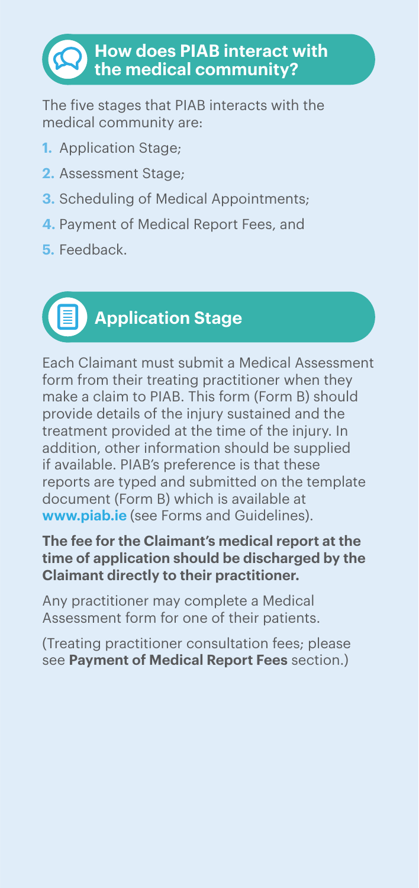## How does PIAB interact with the medical community?

The five stages that PIAB interacts with the medical community are:

1. Application Stage;
2. Assessment Stage;
3. Scheduling of Medical Appointments;
4. Payment of Medical Report Fees, and
5. Feedback.

## Application Stage

Each Claimant must submit a Medical Assessment form from their treating practitioner when they make a claim to PIAB. This form (Form B) should provide details of the injury sustained and the treatment provided at the time of the injury. In addition, other information should be supplied if available. PIAB's preference is that these reports are typed and submitted on the template document (Form B) which is available at **www.piab.ie** (see Forms and Guidelines).

**The fee for the Claimant's medical report at the time of application should be discharged by the Claimant directly to their practitioner.**

Any practitioner may complete a Medical Assessment form for one of their patients.

(Treating practitioner consultation fees; please see **Payment of Medical Report Fees** section.)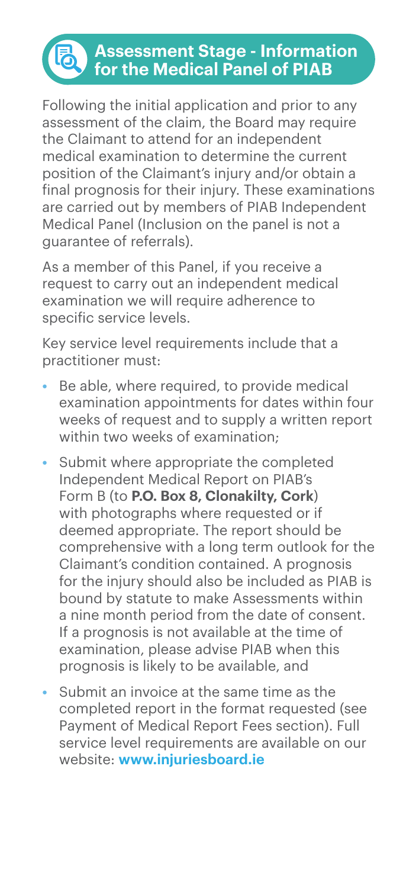## Assessment Stage - Information for the Medical Panel of PIAB

Following the initial application and prior to any assessment of the claim, the Board may require the Claimant to attend for an independent medical examination to determine the current position of the Claimant's injury and/or obtain a final prognosis for their injury. These examinations are carried out by members of PIAB Independent Medical Panel (Inclusion on the panel is not a guarantee of referrals).

As a member of this Panel, if you receive a request to carry out an independent medical examination we will require adherence to specific service levels.

Key service level requirements include that a practitioner must:

- Be able, where required, to provide medical examination appointments for dates within four weeks of request and to supply a written report within two weeks of examination;
- Submit where appropriate the completed Independent Medical Report on PIAB's Form B (to **P.O. Box 8, Clonakilty, Cork**) with photographs where requested or if deemed appropriate. The report should be comprehensive with a long term outlook for the Claimant's condition contained. A prognosis for the injury should also be included as PIAB is bound by statute to make Assessments within a nine month period from the date of consent. If a prognosis is not available at the time of examination, please advise PIAB when this prognosis is likely to be available, and
- Submit an invoice at the same time as the completed report in the format requested (see Payment of Medical Report Fees section). Full service level requirements are available on our website: **www.injuriesboard.ie**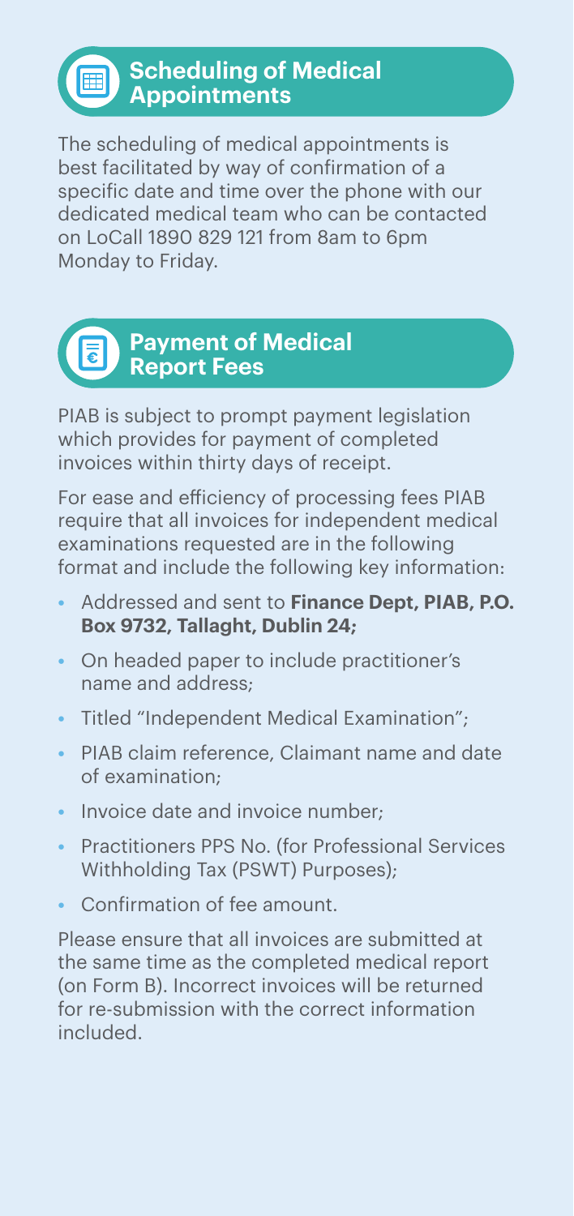## Scheduling of Medical Appointments

The scheduling of medical appointments is best facilitated by way of confirmation of a specific date and time over the phone with our dedicated medical team who can be contacted on LoCall 1890 829 121 from 8am to 6pm Monday to Friday.

## Payment of Medical Report Fees

PIAB is subject to prompt payment legislation which provides for payment of completed invoices within thirty days of receipt.

For ease and efficiency of processing fees PIAB require that all invoices for independent medical examinations requested are in the following format and include the following key information:

- Addressed and sent to **Finance Dept, PIAB, P.O. Box 9732, Tallaght, Dublin 24;**
- On headed paper to include practitioner's name and address;
- Titled "Independent Medical Examination";
- PIAB claim reference, Claimant name and date of examination;
- Invoice date and invoice number;
- Practitioners PPS No. (for Professional Services Withholding Tax (PSWT) Purposes);
- Confirmation of fee amount.

Please ensure that all invoices are submitted at the same time as the completed medical report (on Form B). Incorrect invoices will be returned for re-submission with the correct information included.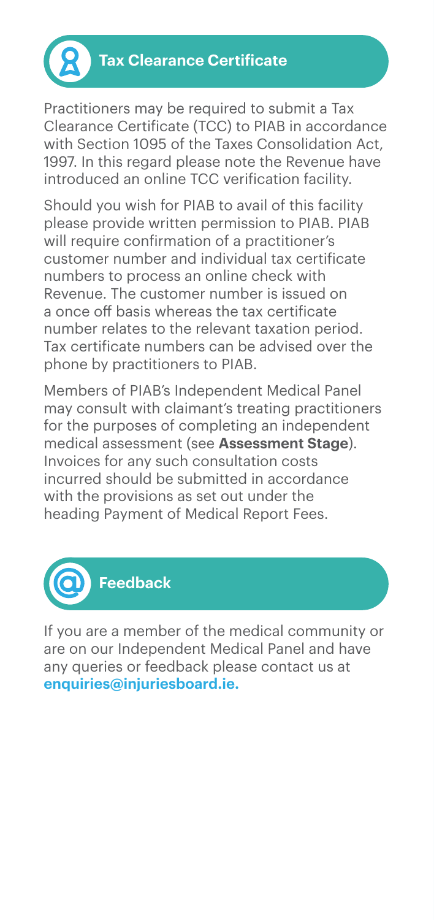## Tax Clearance Certificate

Practitioners may be required to submit a Tax Clearance Certificate (TCC) to PIAB in accordance with Section 1095 of the Taxes Consolidation Act, 1997. In this regard please note the Revenue have introduced an online TCC verification facility.

Should you wish for PIAB to avail of this facility please provide written permission to PIAB. PIAB will require confirmation of a practitioner's customer number and individual tax certificate numbers to process an online check with Revenue. The customer number is issued on a once off basis whereas the tax certificate number relates to the relevant taxation period. Tax certificate numbers can be advised over the phone by practitioners to PIAB.

Members of PIAB's Independent Medical Panel may consult with claimant's treating practitioners for the purposes of completing an independent medical assessment (see **Assessment Stage**). Invoices for any such consultation costs incurred should be submitted in accordance with the provisions as set out under the heading Payment of Medical Report Fees.

## Feedback

If you are a member of the medical community or are on our Independent Medical Panel and have any queries or feedback please contact us at **enquiries@injuriesboard.ie.**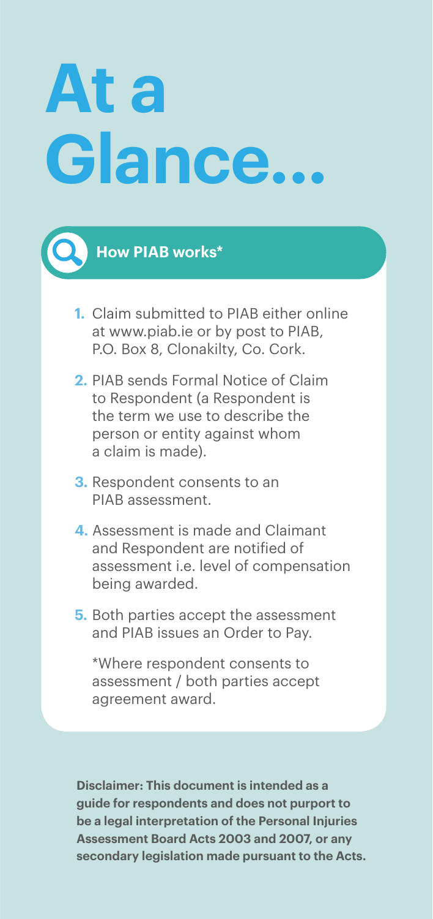# At a Glance...

## How PIAB works*

1. Claim submitted to PIAB either online at www.piab.ie or by post to PIAB, P.O. Box 8, Clonakilty, Co. Cork.
2. PIAB sends Formal Notice of Claim to Respondent (a Respondent is the term we use to describe the person or entity against whom a claim is made).
3. Respondent consents to an PIAB assessment.
4. Assessment is made and Claimant and Respondent are notified of assessment i.e. level of compensation being awarded.
5. Both parties accept the assessment and PIAB issues an Order to Pay.

*Where respondent consents to assessment / both parties accept agreement award.

**Disclaimer: This document is intended as a guide for respondents and does not purport to be a legal interpretation of the Personal Injuries Assessment Board Acts 2003 and 2007, or any secondary legislation made pursuant to the Acts.**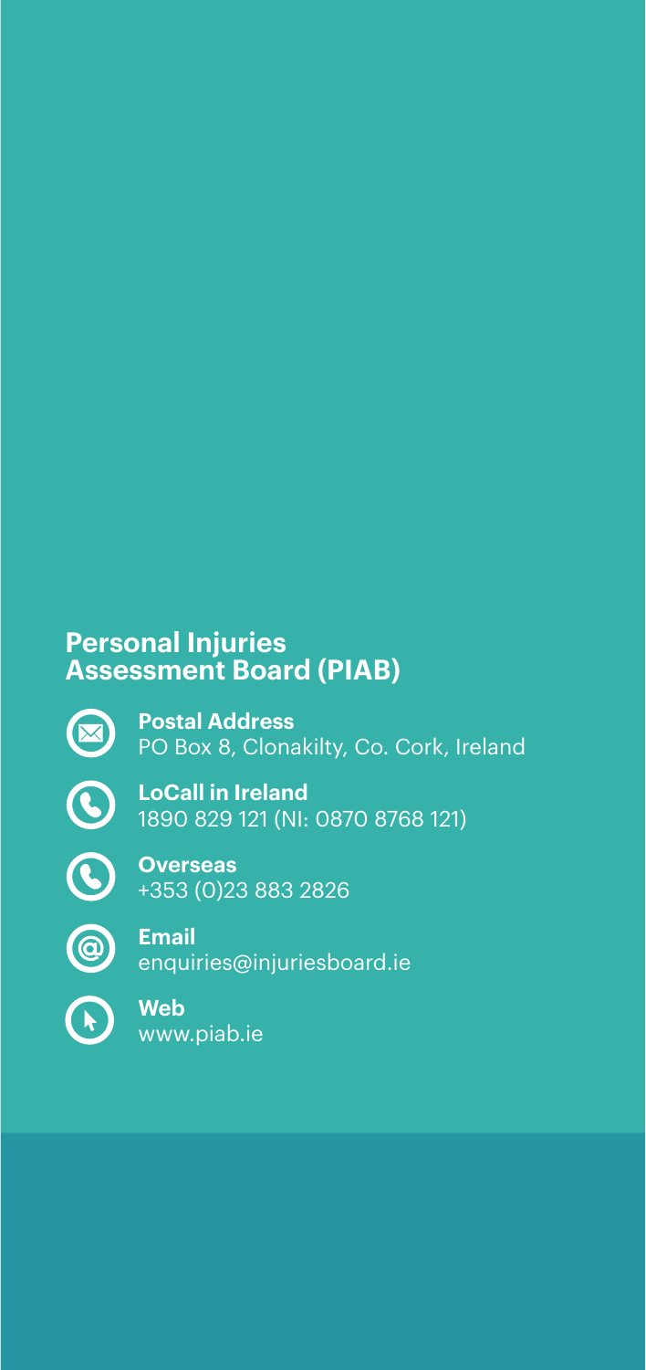## Personal Injuries Assessment Board (PIAB)

**Postal Address**
PO Box 8, Clonakilty, Co. Cork, Ireland

**LoCall in Ireland**
1890 829 121 (NI: 0870 8768 121)

**Overseas**
+353 (0)23 883 2826

**Email**
enquiries@injuriesboard.ie

**Web**
www.piab.ie